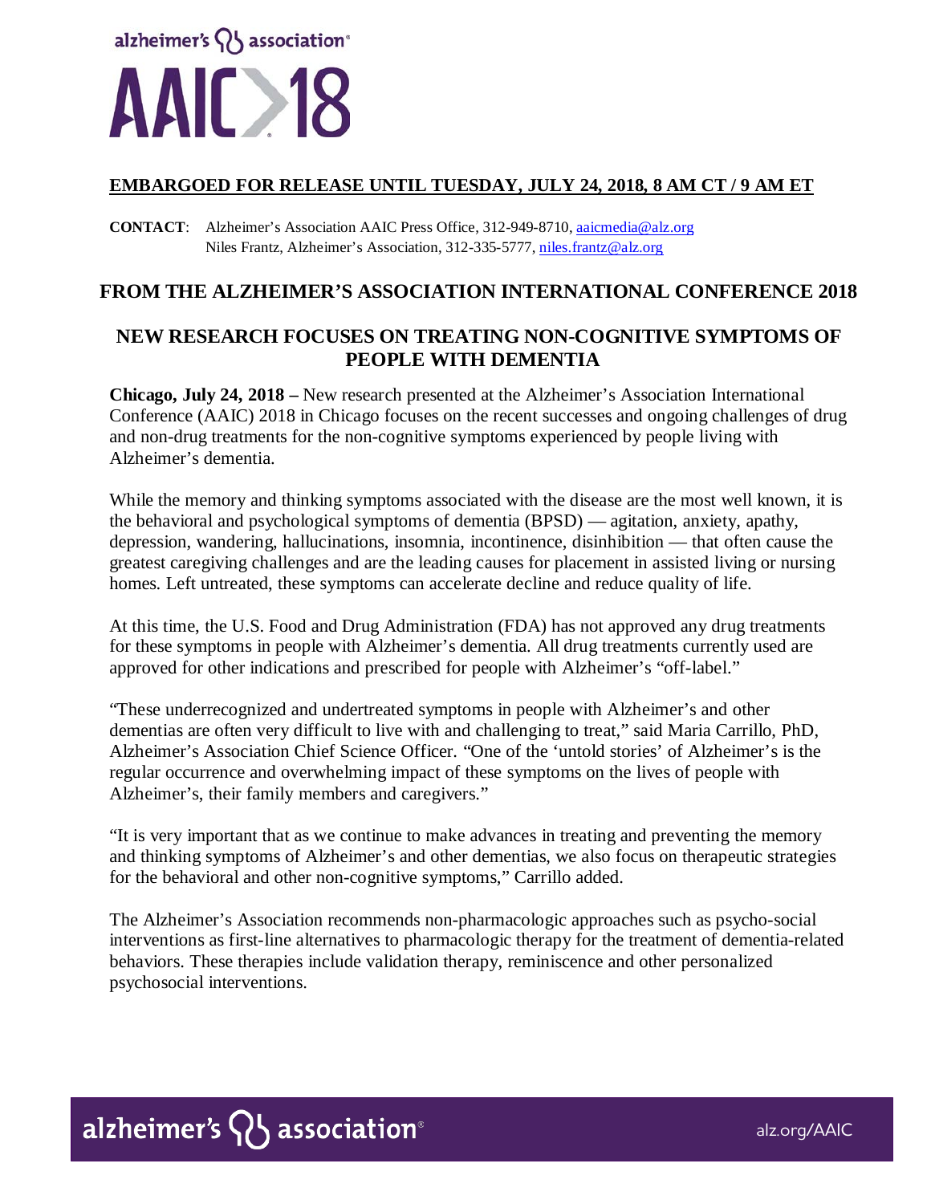**EMBARGOED FOR RELEASE UNTIL TUESDAY, JULY 24, 2018, 8 AM CT / 9 AM ET**

**CONTACT**: Alzheimer's Association AAIC Press Office, 312-949-8710, aaicmedia@alz.org
Niles Frantz, Alzheimer's Association, 312-335-5777, niles.frantz@alz.org

## FROM THE ALZHEIMER'S ASSOCIATION INTERNATIONAL CONFERENCE 2018

# NEW RESEARCH FOCUSES ON TREATING NON-COGNITIVE SYMPTOMS OF PEOPLE WITH DEMENTIA

**Chicago, July 24, 2018 –** New research presented at the Alzheimer's Association International Conference (AAIC) 2018 in Chicago focuses on the recent successes and ongoing challenges of drug and non-drug treatments for the non-cognitive symptoms experienced by people living with Alzheimer's dementia.

While the memory and thinking symptoms associated with the disease are the most well known, it is the behavioral and psychological symptoms of dementia (BPSD) — agitation, anxiety, apathy, depression, wandering, hallucinations, insomnia, incontinence, disinhibition — that often cause the greatest caregiving challenges and are the leading causes for placement in assisted living or nursing homes. Left untreated, these symptoms can accelerate decline and reduce quality of life.

At this time, the U.S. Food and Drug Administration (FDA) has not approved any drug treatments for these symptoms in people with Alzheimer's dementia. All drug treatments currently used are approved for other indications and prescribed for people with Alzheimer's "off-label."

"These underrecognized and undertreated symptoms in people with Alzheimer's and other dementias are often very difficult to live with and challenging to treat," said Maria Carrillo, PhD, Alzheimer's Association Chief Science Officer. "One of the 'untold stories' of Alzheimer's is the regular occurrence and overwhelming impact of these symptoms on the lives of people with Alzheimer's, their family members and caregivers."

"It is very important that as we continue to make advances in treating and preventing the memory and thinking symptoms of Alzheimer's and other dementias, we also focus on therapeutic strategies for the behavioral and other non-cognitive symptoms," Carrillo added.

The Alzheimer's Association recommends non-pharmacologic approaches such as psycho-social interventions as first-line alternatives to pharmacologic therapy for the treatment of dementia-related behaviors. These therapies include validation therapy, reminiscence and other personalized psychosocial interventions.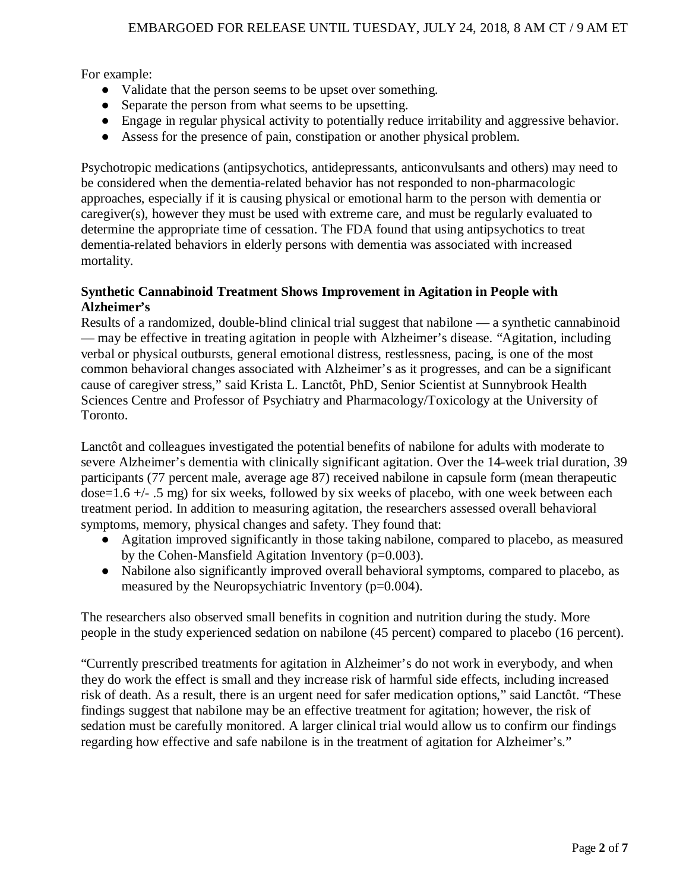For example:

- Validate that the person seems to be upset over something.
- Separate the person from what seems to be upsetting.
- Engage in regular physical activity to potentially reduce irritability and aggressive behavior.
- Assess for the presence of pain, constipation or another physical problem.

Psychotropic medications (antipsychotics, antidepressants, anticonvulsants and others) may need to be considered when the dementia-related behavior has not responded to non-pharmacologic approaches, especially if it is causing physical or emotional harm to the person with dementia or caregiver(s), however they must be used with extreme care, and must be regularly evaluated to determine the appropriate time of cessation. The FDA found that using antipsychotics to treat dementia-related behaviors in elderly persons with dementia was associated with increased mortality.

**Synthetic Cannabinoid Treatment Shows Improvement in Agitation in People with Alzheimer's**

Results of a randomized, double-blind clinical trial suggest that nabilone — a synthetic cannabinoid — may be effective in treating agitation in people with Alzheimer's disease. "Agitation, including verbal or physical outbursts, general emotional distress, restlessness, pacing, is one of the most common behavioral changes associated with Alzheimer's as it progresses, and can be a significant cause of caregiver stress," said Krista L. Lanctôt, PhD, Senior Scientist at Sunnybrook Health Sciences Centre and Professor of Psychiatry and Pharmacology/Toxicology at the University of Toronto.

Lanctôt and colleagues investigated the potential benefits of nabilone for adults with moderate to severe Alzheimer's dementia with clinically significant agitation. Over the 14-week trial duration, 39 participants (77 percent male, average age 87) received nabilone in capsule form (mean therapeutic dose=1.6 +/- .5 mg) for six weeks, followed by six weeks of placebo, with one week between each treatment period. In addition to measuring agitation, the researchers assessed overall behavioral symptoms, memory, physical changes and safety. They found that:

- Agitation improved significantly in those taking nabilone, compared to placebo, as measured by the Cohen-Mansfield Agitation Inventory ($p=0.003$).
- Nabilone also significantly improved overall behavioral symptoms, compared to placebo, as measured by the Neuropsychiatric Inventory ($p=0.004$).

The researchers also observed small benefits in cognition and nutrition during the study. More people in the study experienced sedation on nabilone (45 percent) compared to placebo (16 percent).

"Currently prescribed treatments for agitation in Alzheimer's do not work in everybody, and when they do work the effect is small and they increase risk of harmful side effects, including increased risk of death. As a result, there is an urgent need for safer medication options," said Lanctôt. "These findings suggest that nabilone may be an effective treatment for agitation; however, the risk of sedation must be carefully monitored. A larger clinical trial would allow us to confirm our findings regarding how effective and safe nabilone is in the treatment of agitation for Alzheimer's."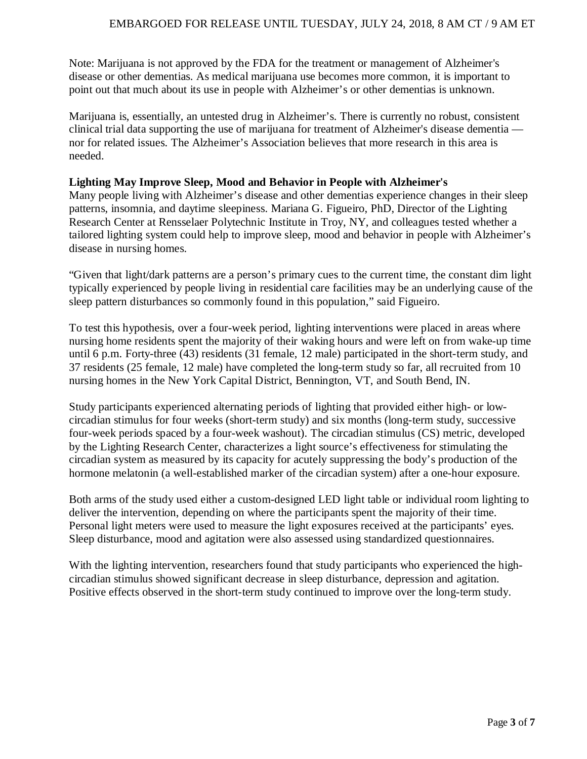Note: Marijuana is not approved by the FDA for the treatment or management of Alzheimer's disease or other dementias. As medical marijuana use becomes more common, it is important to point out that much about its use in people with Alzheimer's or other dementias is unknown.

Marijuana is, essentially, an untested drug in Alzheimer's. There is currently no robust, consistent clinical trial data supporting the use of marijuana for treatment of Alzheimer's disease dementia — nor for related issues. The Alzheimer's Association believes that more research in this area is needed.

**Lighting May Improve Sleep, Mood and Behavior in People with Alzheimer's**

Many people living with Alzheimer's disease and other dementias experience changes in their sleep patterns, insomnia, and daytime sleepiness. Mariana G. Figueiro, PhD, Director of the Lighting Research Center at Rensselaer Polytechnic Institute in Troy, NY, and colleagues tested whether a tailored lighting system could help to improve sleep, mood and behavior in people with Alzheimer's disease in nursing homes.

"Given that light/dark patterns are a person's primary cues to the current time, the constant dim light typically experienced by people living in residential care facilities may be an underlying cause of the sleep pattern disturbances so commonly found in this population," said Figueiro.

To test this hypothesis, over a four-week period, lighting interventions were placed in areas where nursing home residents spent the majority of their waking hours and were left on from wake-up time until 6 p.m. Forty-three (43) residents (31 female, 12 male) participated in the short-term study, and 37 residents (25 female, 12 male) have completed the long-term study so far, all recruited from 10 nursing homes in the New York Capital District, Bennington, VT, and South Bend, IN.

Study participants experienced alternating periods of lighting that provided either high- or low-circadian stimulus for four weeks (short-term study) and six months (long-term study, successive four-week periods spaced by a four-week washout). The circadian stimulus (CS) metric, developed by the Lighting Research Center, characterizes a light source's effectiveness for stimulating the circadian system as measured by its capacity for acutely suppressing the body's production of the hormone melatonin (a well-established marker of the circadian system) after a one-hour exposure.

Both arms of the study used either a custom-designed LED light table or individual room lighting to deliver the intervention, depending on where the participants spent the majority of their time. Personal light meters were used to measure the light exposures received at the participants' eyes. Sleep disturbance, mood and agitation were also assessed using standardized questionnaires.

With the lighting intervention, researchers found that study participants who experienced the high-circadian stimulus showed significant decrease in sleep disturbance, depression and agitation. Positive effects observed in the short-term study continued to improve over the long-term study.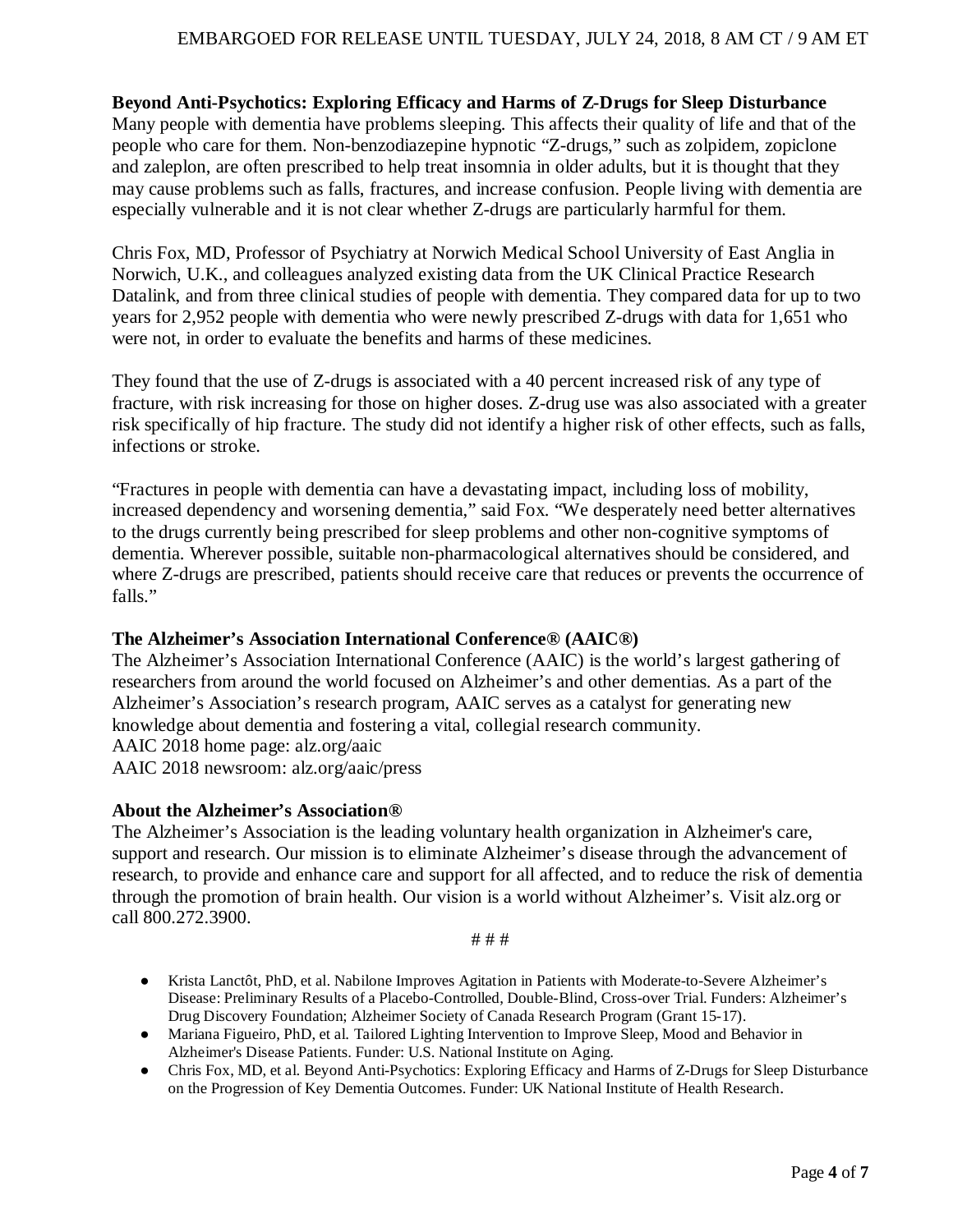EMBARGOED FOR RELEASE UNTIL TUESDAY, JULY 24, 2018, 8 AM CT / 9 AM ET

**Beyond Anti-Psychotics: Exploring Efficacy and Harms of Z-Drugs for Sleep Disturbance**

Many people with dementia have problems sleeping. This affects their quality of life and that of the people who care for them. Non-benzodiazepine hypnotic "Z-drugs," such as zolpidem, zopiclone and zaleplon, are often prescribed to help treat insomnia in older adults, but it is thought that they may cause problems such as falls, fractures, and increase confusion. People living with dementia are especially vulnerable and it is not clear whether Z-drugs are particularly harmful for them.

Chris Fox, MD, Professor of Psychiatry at Norwich Medical School University of East Anglia in Norwich, U.K., and colleagues analyzed existing data from the UK Clinical Practice Research Datalink, and from three clinical studies of people with dementia. They compared data for up to two years for 2,952 people with dementia who were newly prescribed Z-drugs with data for 1,651 who were not, in order to evaluate the benefits and harms of these medicines.

They found that the use of Z-drugs is associated with a 40 percent increased risk of any type of fracture, with risk increasing for those on higher doses. Z-drug use was also associated with a greater risk specifically of hip fracture. The study did not identify a higher risk of other effects, such as falls, infections or stroke.

"Fractures in people with dementia can have a devastating impact, including loss of mobility, increased dependency and worsening dementia," said Fox. "We desperately need better alternatives to the drugs currently being prescribed for sleep problems and other non-cognitive symptoms of dementia. Wherever possible, suitable non-pharmacological alternatives should be considered, and where Z-drugs are prescribed, patients should receive care that reduces or prevents the occurrence of falls."

**The Alzheimer's Association International Conference® (AAIC®)**

The Alzheimer's Association International Conference (AAIC) is the world's largest gathering of researchers from around the world focused on Alzheimer's and other dementias. As a part of the Alzheimer's Association's research program, AAIC serves as a catalyst for generating new knowledge about dementia and fostering a vital, collegial research community.

AAIC 2018 home page: alz.org/aaic

AAIC 2018 newsroom: alz.org/aaic/press

**About the Alzheimer's Association®**

The Alzheimer's Association is the leading voluntary health organization in Alzheimer's care, support and research. Our mission is to eliminate Alzheimer's disease through the advancement of research, to provide and enhance care and support for all affected, and to reduce the risk of dementia through the promotion of brain health. Our vision is a world without Alzheimer's. Visit alz.org or call 800.272.3900.

# # #

- Krista Lanctôt, PhD, et al. Nabilone Improves Agitation in Patients with Moderate-to-Severe Alzheimer's Disease: Preliminary Results of a Placebo-Controlled, Double-Blind, Cross-over Trial. Funders: Alzheimer's Drug Discovery Foundation; Alzheimer Society of Canada Research Program (Grant 15-17).
- Mariana Figueiro, PhD, et al. Tailored Lighting Intervention to Improve Sleep, Mood and Behavior in Alzheimer's Disease Patients. Funder: U.S. National Institute on Aging.
- Chris Fox, MD, et al. Beyond Anti-Psychotics: Exploring Efficacy and Harms of Z-Drugs for Sleep Disturbance on the Progression of Key Dementia Outcomes. Funder: UK National Institute of Health Research.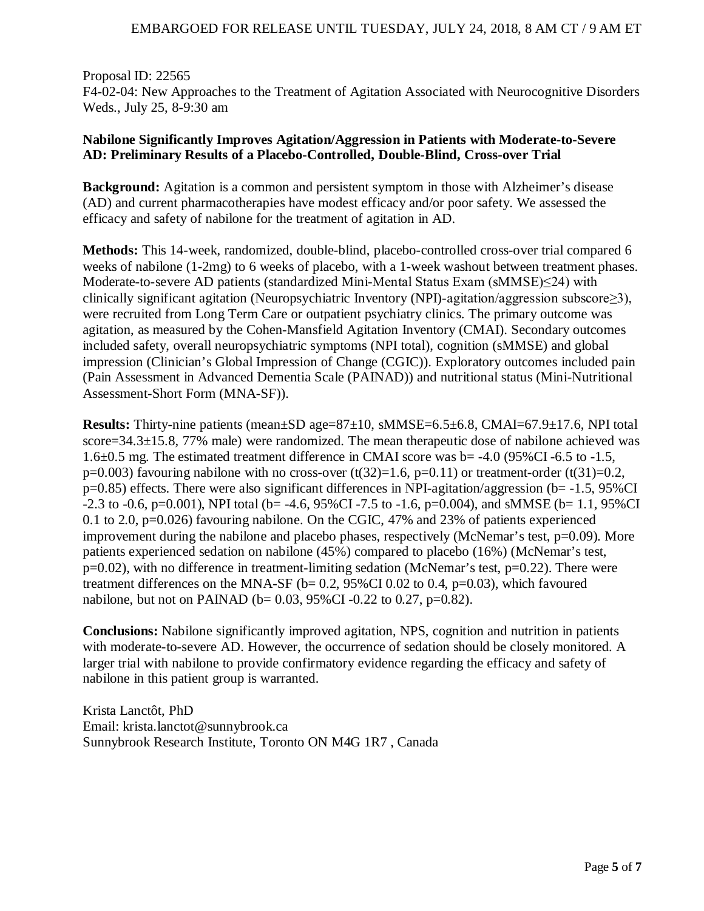Proposal ID: 22565
F4-02-04: New Approaches to the Treatment of Agitation Associated with Neurocognitive Disorders
Weds., July 25, 8-9:30 am

**Nabilone Significantly Improves Agitation/Aggression in Patients with Moderate-to-Severe AD: Preliminary Results of a Placebo-Controlled, Double-Blind, Cross-over Trial**

**Background:** Agitation is a common and persistent symptom in those with Alzheimer's disease (AD) and current pharmacotherapies have modest efficacy and/or poor safety. We assessed the efficacy and safety of nabilone for the treatment of agitation in AD.

**Methods:** This 14-week, randomized, double-blind, placebo-controlled cross-over trial compared 6 weeks of nabilone (1-2mg) to 6 weeks of placebo, with a 1-week washout between treatment phases. Moderate-to-severe AD patients (standardized Mini-Mental Status Exam (sMMSE)$\leq$24) with clinically significant agitation (Neuropsychiatric Inventory (NPI)-agitation/aggression subscore$\geq$3), were recruited from Long Term Care or outpatient psychiatry clinics. The primary outcome was agitation, as measured by the Cohen-Mansfield Agitation Inventory (CMAI). Secondary outcomes included safety, overall neuropsychiatric symptoms (NPI total), cognition (sMMSE) and global impression (Clinician's Global Impression of Change (CGIC)). Exploratory outcomes included pain (Pain Assessment in Advanced Dementia Scale (PAINAD)) and nutritional status (Mini-Nutritional Assessment-Short Form (MNA-SF)).

**Results:** Thirty-nine patients (mean±SD age=87±10, sMMSE=6.5±6.8, CMAI=67.9±17.6, NPI total score=34.3±15.8, 77% male) were randomized. The mean therapeutic dose of nabilone achieved was 1.6±0.5 mg. The estimated treatment difference in CMAI score was b= -4.0 (95%CI -6.5 to -1.5, p=0.003) favouring nabilone with no cross-over (t(32)=1.6, p=0.11) or treatment-order (t(31)=0.2, p=0.85) effects. There were also significant differences in NPI-agitation/aggression (b= -1.5, 95%CI -2.3 to -0.6, p=0.001), NPI total (b= -4.6, 95%CI -7.5 to -1.6, p=0.004), and sMMSE (b= 1.1, 95%CI 0.1 to 2.0, p=0.026) favouring nabilone. On the CGIC, 47% and 23% of patients experienced improvement during the nabilone and placebo phases, respectively (McNemar's test, p=0.09). More patients experienced sedation on nabilone (45%) compared to placebo (16%) (McNemar's test, p=0.02), with no difference in treatment-limiting sedation (McNemar's test, p=0.22). There were treatment differences on the MNA-SF (b= 0.2, 95%CI 0.02 to 0.4, p=0.03), which favoured nabilone, but not on PAINAD (b= 0.03, 95%CI -0.22 to 0.27, p=0.82).

**Conclusions:** Nabilone significantly improved agitation, NPS, cognition and nutrition in patients with moderate-to-severe AD. However, the occurrence of sedation should be closely monitored. A larger trial with nabilone to provide confirmatory evidence regarding the efficacy and safety of nabilone in this patient group is warranted.

Krista Lanctôt, PhD
Email: krista.lanctot@sunnybrook.ca
Sunnybrook Research Institute, Toronto ON M4G 1R7 , Canada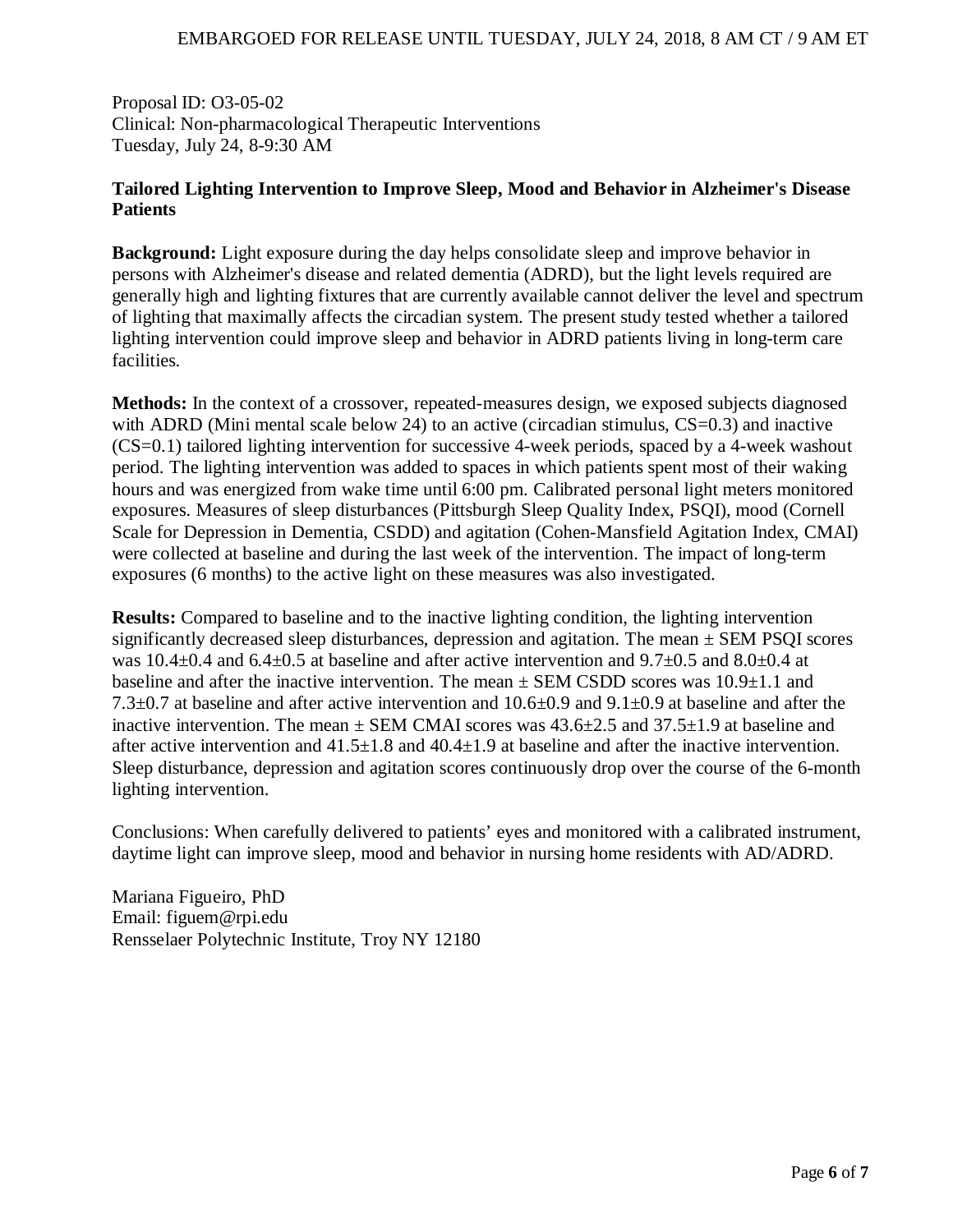EMBARGOED FOR RELEASE UNTIL TUESDAY, JULY 24, 2018, 8 AM CT / 9 AM ET

Proposal ID: O3-05-02
Clinical: Non-pharmacological Therapeutic Interventions
Tuesday, July 24, 8-9:30 AM

**Tailored Lighting Intervention to Improve Sleep, Mood and Behavior in Alzheimer's Disease Patients**

**Background:** Light exposure during the day helps consolidate sleep and improve behavior in persons with Alzheimer's disease and related dementia (ADRD), but the light levels required are generally high and lighting fixtures that are currently available cannot deliver the level and spectrum of lighting that maximally affects the circadian system. The present study tested whether a tailored lighting intervention could improve sleep and behavior in ADRD patients living in long-term care facilities.

**Methods:** In the context of a crossover, repeated-measures design, we exposed subjects diagnosed with ADRD (Mini mental scale below 24) to an active (circadian stimulus, CS=0.3) and inactive (CS=0.1) tailored lighting intervention for successive 4-week periods, spaced by a 4-week washout period. The lighting intervention was added to spaces in which patients spent most of their waking hours and was energized from wake time until 6:00 pm. Calibrated personal light meters monitored exposures. Measures of sleep disturbances (Pittsburgh Sleep Quality Index, PSQI), mood (Cornell Scale for Depression in Dementia, CSDD) and agitation (Cohen-Mansfield Agitation Index, CMAI) were collected at baseline and during the last week of the intervention. The impact of long-term exposures (6 months) to the active light on these measures was also investigated.

**Results:** Compared to baseline and to the inactive lighting condition, the lighting intervention significantly decreased sleep disturbances, depression and agitation. The mean $\pm$ SEM PSQI scores was $10.4\pm0.4$ and $6.4\pm0.5$ at baseline and after active intervention and $9.7\pm0.5$ and $8.0\pm0.4$ at baseline and after the inactive intervention. The mean $\pm$ SEM CSDD scores was $10.9\pm1.1$ and $7.3\pm0.7$ at baseline and after active intervention and $10.6\pm0.9$ and $9.1\pm0.9$ at baseline and after the inactive intervention. The mean $\pm$ SEM CMAI scores was $43.6\pm2.5$ and $37.5\pm1.9$ at baseline and after active intervention and $41.5\pm1.8$ and $40.4\pm1.9$ at baseline and after the inactive intervention. Sleep disturbance, depression and agitation scores continuously drop over the course of the 6-month lighting intervention.

Conclusions: When carefully delivered to patients' eyes and monitored with a calibrated instrument, daytime light can improve sleep, mood and behavior in nursing home residents with AD/ADRD.

Mariana Figueiro, PhD
Email: figuem@rpi.edu
Rensselaer Polytechnic Institute, Troy NY 12180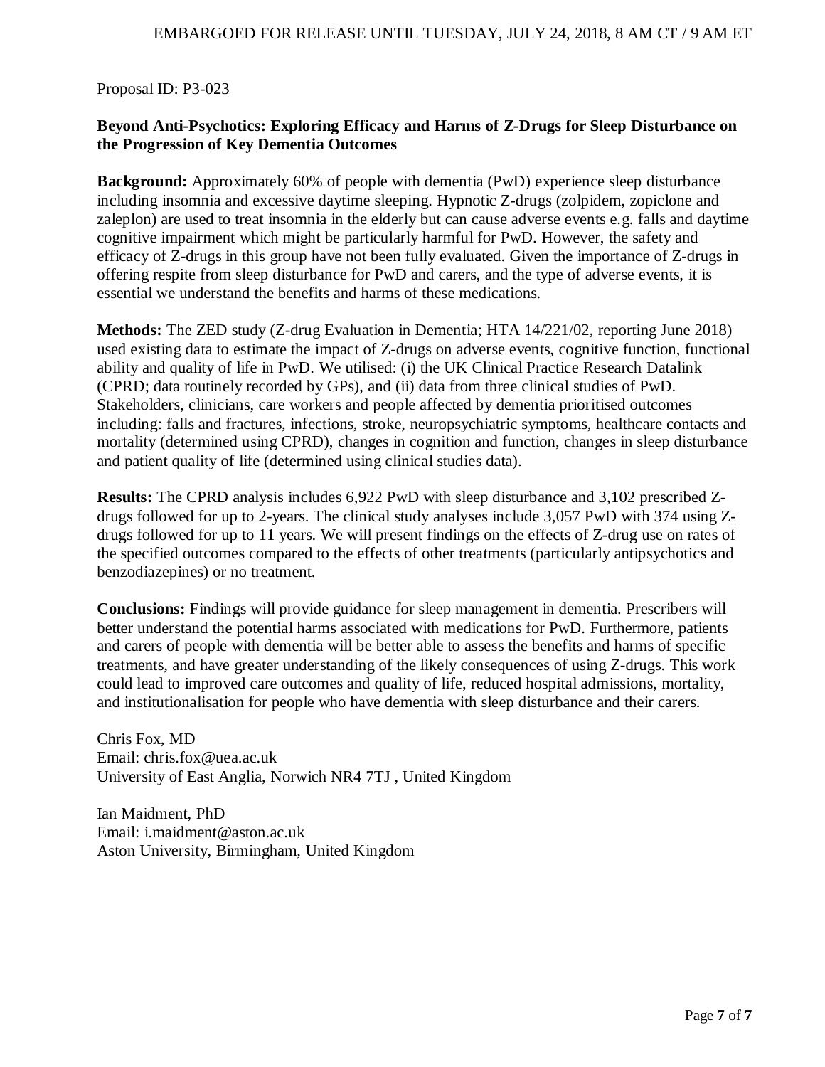Proposal ID: P3-023

**Beyond Anti-Psychotics: Exploring Efficacy and Harms of Z-Drugs for Sleep Disturbance on the Progression of Key Dementia Outcomes**

**Background:** Approximately 60% of people with dementia (PwD) experience sleep disturbance including insomnia and excessive daytime sleeping. Hypnotic Z-drugs (zolpidem, zopiclone and zaleplon) are used to treat insomnia in the elderly but can cause adverse events e.g. falls and daytime cognitive impairment which might be particularly harmful for PwD. However, the safety and efficacy of Z-drugs in this group have not been fully evaluated. Given the importance of Z-drugs in offering respite from sleep disturbance for PwD and carers, and the type of adverse events, it is essential we understand the benefits and harms of these medications.

**Methods:** The ZED study (Z-drug Evaluation in Dementia; HTA 14/221/02, reporting June 2018) used existing data to estimate the impact of Z-drugs on adverse events, cognitive function, functional ability and quality of life in PwD. We utilised: (i) the UK Clinical Practice Research Datalink (CPRD; data routinely recorded by GPs), and (ii) data from three clinical studies of PwD. Stakeholders, clinicians, care workers and people affected by dementia prioritised outcomes including: falls and fractures, infections, stroke, neuropsychiatric symptoms, healthcare contacts and mortality (determined using CPRD), changes in cognition and function, changes in sleep disturbance and patient quality of life (determined using clinical studies data).

**Results:** The CPRD analysis includes 6,922 PwD with sleep disturbance and 3,102 prescribed Z-drugs followed for up to 2-years. The clinical study analyses include 3,057 PwD with 374 using Z-drugs followed for up to 11 years. We will present findings on the effects of Z-drug use on rates of the specified outcomes compared to the effects of other treatments (particularly antipsychotics and benzodiazepines) or no treatment.

**Conclusions:** Findings will provide guidance for sleep management in dementia. Prescribers will better understand the potential harms associated with medications for PwD. Furthermore, patients and carers of people with dementia will be better able to assess the benefits and harms of specific treatments, and have greater understanding of the likely consequences of using Z-drugs. This work could lead to improved care outcomes and quality of life, reduced hospital admissions, mortality, and institutionalisation for people who have dementia with sleep disturbance and their carers.

Chris Fox, MD
Email: chris.fox@uea.ac.uk
University of East Anglia, Norwich NR4 7TJ , United Kingdom

Ian Maidment, PhD
Email: i.maidment@aston.ac.uk
Aston University, Birmingham, United Kingdom